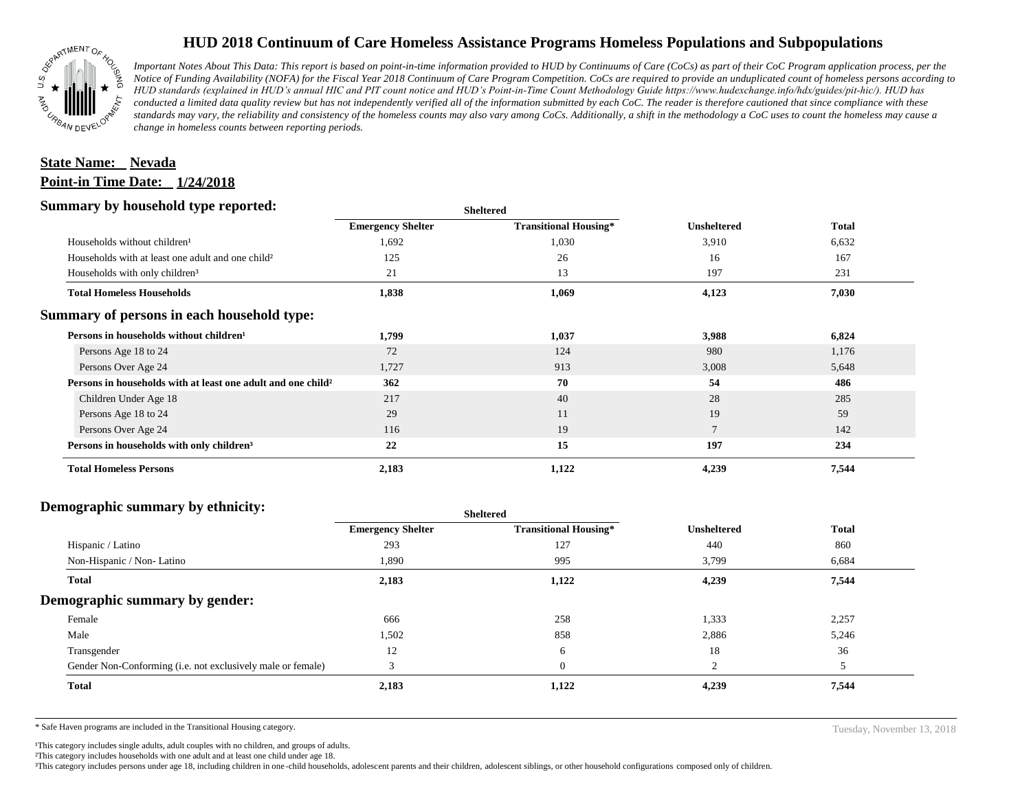# HUD 2018 Continuum of Care Homeless Assistance Programs Homeless Populations and Subpopulations

*Important Notes About This Data: This report is based on point-in-time information provided to HUD by Continuums of Care (CoCs) as part of their CoC Program application process, per the Notice of Funding Availability (NOFA) for the Fiscal Year 2018 Continuum of Care Program Competition. CoCs are required to provide an unduplicated count of homeless persons according to HUD standards (explained in HUD's annual HIC and PIT count notice and HUD's Point-in-Time Count Methodology Guide https://www.hudexchange.info/hdx/guides/pit-hic/). HUD has conducted a limited data quality review but has not independently verified all of the information submitted by each CoC. The reader is therefore cautioned that since compliance with these standards may vary, the reliability and consistency of the homeless counts may also vary among CoCs. Additionally, a shift in the methodology a CoC uses to count the homeless may cause a change in homeless counts between reporting periods.*

**State Name: Nevada**

**Point-in Time Date: 1/24/2018**

## Summary by household type reported:

| | Sheltered | | | |
|---|---|---|---|---|
| | Emergency Shelter | Transitional Housing* | Unsheltered | Total |
| Households without children[1] | 1,692 | 1,030 | 3,910 | 6,632 |
| Households with at least one adult and one child[2] | 125 | 26 | 16 | 167 |
| Households with only children[3] | 21 | 13 | 197 | 231 |
| **Total Homeless Households** | **1,838** | **1,069** | **4,123** | **7,030** |

## Summary of persons in each household type:

| | Emergency Shelter | Transitional Housing* | Unsheltered | Total |
|---|---|---|---|---|
| **Persons in households without children[1]** | **1,799** | **1,037** | **3,988** | **6,824** |
| Persons Age 18 to 24 | 72 | 124 | 980 | 1,176 |
| Persons Over Age 24 | 1,727 | 913 | 3,008 | 5,648 |
| **Persons in households with at least one adult and one child[2]** | **362** | **70** | **54** | **486** |
| Children Under Age 18 | 217 | 40 | 28 | 285 |
| Persons Age 18 to 24 | 29 | 11 | 19 | 59 |
| Persons Over Age 24 | 116 | 19 | 7 | 142 |
| **Persons in households with only children[3]** | **22** | **15** | **197** | **234** |
| **Total Homeless Persons** | **2,183** | **1,122** | **4,239** | **7,544** |

## Demographic summary by ethnicity:

| | Sheltered | | | |
|---|---|---|---|---|
| | Emergency Shelter | Transitional Housing* | Unsheltered | Total |
| Hispanic / Latino | 293 | 127 | 440 | 860 |
| Non-Hispanic / Non- Latino | 1,890 | 995 | 3,799 | 6,684 |
| **Total** | **2,183** | **1,122** | **4,239** | **7,544** |

## Demographic summary by gender:

| | Emergency Shelter | Transitional Housing* | Unsheltered | Total |
|---|---|---|---|---|
| Female | 666 | 258 | 1,333 | 2,257 |
| Male | 1,502 | 858 | 2,886 | 5,246 |
| Transgender | 12 | 6 | 18 | 36 |
| Gender Non-Conforming (i.e. not exclusively male or female) | 3 | 0 | 2 | 5 |
| **Total** | **2,183** | **1,122** | **4,239** | **7,544** |

\* Safe Haven programs are included in the Transitional Housing category.

Tuesday, November 13, 2018

[1]This category includes single adults, adult couples with no children, and groups of adults.
[2]This category includes households with one adult and at least one child under age 18.
[3]This category includes persons under age 18, including children in one -child households, adolescent parents and their children, adolescent siblings, or other household configurations composed only of children.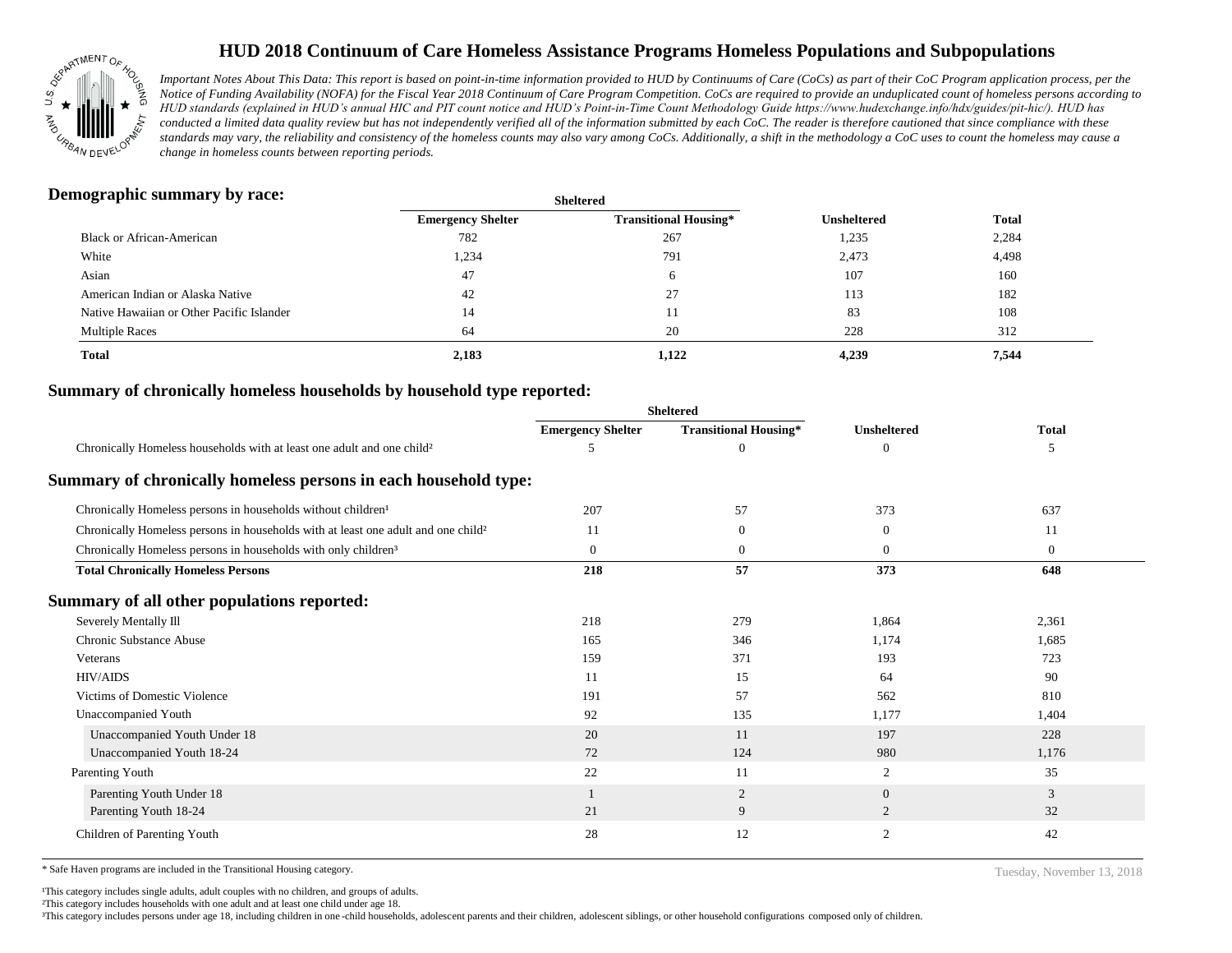# HUD 2018 Continuum of Care Homeless Assistance Programs Homeless Populations and Subpopulations

*Important Notes About This Data: This report is based on point-in-time information provided to HUD by Continuums of Care (CoCs) as part of their CoC Program application process, per the Notice of Funding Availability (NOFA) for the Fiscal Year 2018 Continuum of Care Program Competition. CoCs are required to provide an unduplicated count of homeless persons according to HUD standards (explained in HUD's annual HIC and PIT count notice and HUD's Point-in-Time Count Methodology Guide https://www.hudexchange.info/hdx/guides/pit-hic/). HUD has conducted a limited data quality review but has not independently verified all of the information submitted by each CoC. The reader is therefore cautioned that since compliance with these standards may vary, the reliability and consistency of the homeless counts may also vary among CoCs. Additionally, a shift in the methodology a CoC uses to count the homeless may cause a change in homeless counts between reporting periods.*

## Demographic summary by race:

| | Sheltered | | | |
|---|---|---|---|---|
| | **Emergency Shelter** | **Transitional Housing*** | **Unsheltered** | **Total** |
| Black or African-American | 782 | 267 | 1,235 | 2,284 |
| White | 1,234 | 791 | 2,473 | 4,498 |
| Asian | 47 | 6 | 107 | 160 |
| American Indian or Alaska Native | 42 | 27 | 113 | 182 |
| Native Hawaiian or Other Pacific Islander | 14 | 11 | 83 | 108 |
| Multiple Races | 64 | 20 | 228 | 312 |
| **Total** | **2,183** | **1,122** | **4,239** | **7,544** |

## Summary of chronically homeless households by household type reported:

| | Sheltered | | | |
|---|---|---|---|---|
| | **Emergency Shelter** | **Transitional Housing*** | **Unsheltered** | **Total** |
| Chronically Homeless households with at least one adult and one child[2] | 5 | 0 | 0 | 5 |

## Summary of chronically homeless persons in each household type:

| | Emergency Shelter | Transitional Housing* | Unsheltered | Total |
|---|---|---|---|---|
| Chronically Homeless persons in households without children[1] | 207 | 57 | 373 | 637 |
| Chronically Homeless persons in households with at least one adult and one child[2] | 11 | 0 | 0 | 11 |
| Chronically Homeless persons in households with only children[3] | 0 | 0 | 0 | 0 |
| **Total Chronically Homeless Persons** | **218** | **57** | **373** | **648** |

## Summary of all other populations reported:

| | Emergency Shelter | Transitional Housing* | Unsheltered | Total |
|---|---|---|---|---|
| Severely Mentally Ill | 218 | 279 | 1,864 | 2,361 |
| Chronic Substance Abuse | 165 | 346 | 1,174 | 1,685 |
| Veterans | 159 | 371 | 193 | 723 |
| HIV/AIDS | 11 | 15 | 64 | 90 |
| Victims of Domestic Violence | 191 | 57 | 562 | 810 |
| Unaccompanied Youth | 92 | 135 | 1,177 | 1,404 |
| Unaccompanied Youth Under 18 | 20 | 11 | 197 | 228 |
| Unaccompanied Youth 18-24 | 72 | 124 | 980 | 1,176 |
| Parenting Youth | 22 | 11 | 2 | 35 |
| Parenting Youth Under 18 | 1 | 2 | 0 | 3 |
| Parenting Youth 18-24 | 21 | 9 | 2 | 32 |
| Children of Parenting Youth | 28 | 12 | 2 | 42 |

* Safe Haven programs are included in the Transitional Housing category.

Tuesday, November 13, 2018

[1]This category includes single adults, adult couples with no children, and groups of adults.
[2]This category includes households with one adult and at least one child under age 18.
[3]This category includes persons under age 18, including children in one-child households, adolescent parents and their children, adolescent siblings, or other household configurations composed only of children.